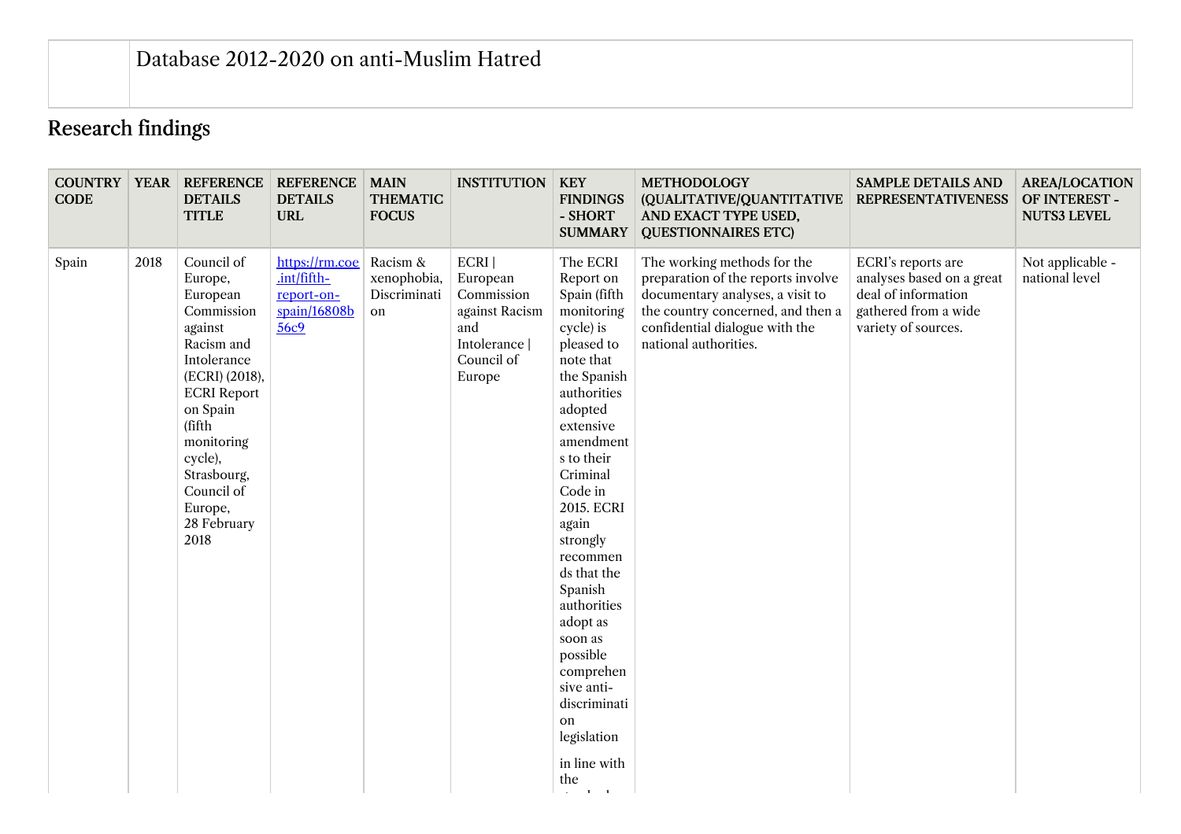Database 2012-2020 on anti-Muslim Hatred

## Research findings

| COUNTRY CODE | YEAR | REFERENCE DETAILS TITLE | REFERENCE DETAILS URL | MAIN THEMATIC FOCUS | INSTITUTION | KEY FINDINGS - SHORT SUMMARY | METHODOLOGY (QUALITATIVE/QUANTITATIVE AND EXACT TYPE USED, QUESTIONNAIRES ETC) | SAMPLE DETAILS AND REPRESENTATIVENESS | AREA/LOCATION OF INTEREST - NUTS3 LEVEL |
|---|---|---|---|---|---|---|---|---|---|
| Spain | 2018 | Council of Europe, European Commission against Racism and Intolerance (ECRI) (2018), ECRI Report on Spain (fifth monitoring cycle), Strasbourg, Council of Europe, 28 February 2018 | https://rm.coe.int/fifth-report-on-spain/16808b56c9 | Racism & xenophobia, Discrimination | ECRI \| European Commission against Racism and Intolerance \| Council of Europe | The ECRI Report on Spain (fifth monitoring cycle) is pleased to note that the Spanish authorities adopted extensive amendments to their Criminal Code in 2015. ECRI again strongly recommends that the Spanish authorities adopt as soon as possible comprehensive anti-discrimination legislation in line with the | The working methods for the preparation of the reports involve documentary analyses, a visit to the country concerned, and then a confidential dialogue with the national authorities. | ECRI's reports are analyses based on a great deal of information gathered from a wide variety of sources. | Not applicable - national level |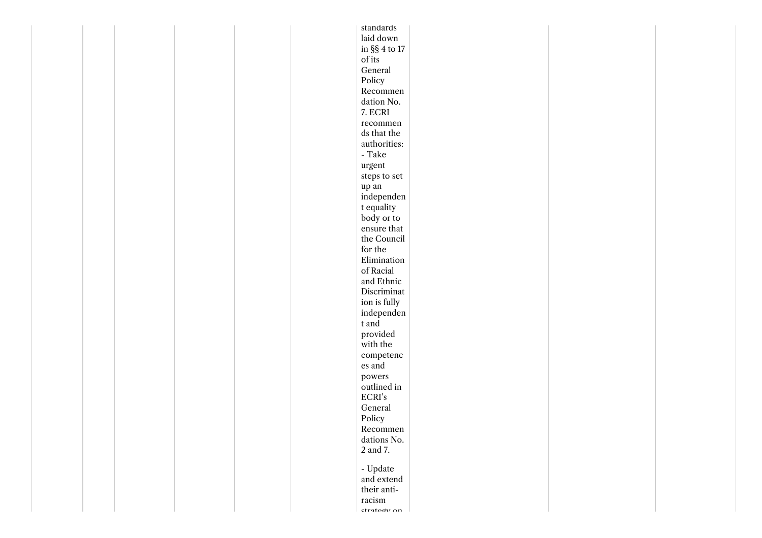| | | | | | | | | | |
|---|---|---|---|---|---|---|---|---|---|
| | | | | | | standards laid down in §§ 4 to 17 of its General Policy Recommendation No. 7. ECRI recommends that the authorities:<br>- Take urgent steps to set up an independent equality body or to ensure that the Council for the Elimination of Racial and Ethnic Discrimination is fully independent and provided with the competences and powers outlined in ECRI's General Policy Recommendations No. 2 and 7.<br><br>- Update and extend their anti-racism strategy on | | | |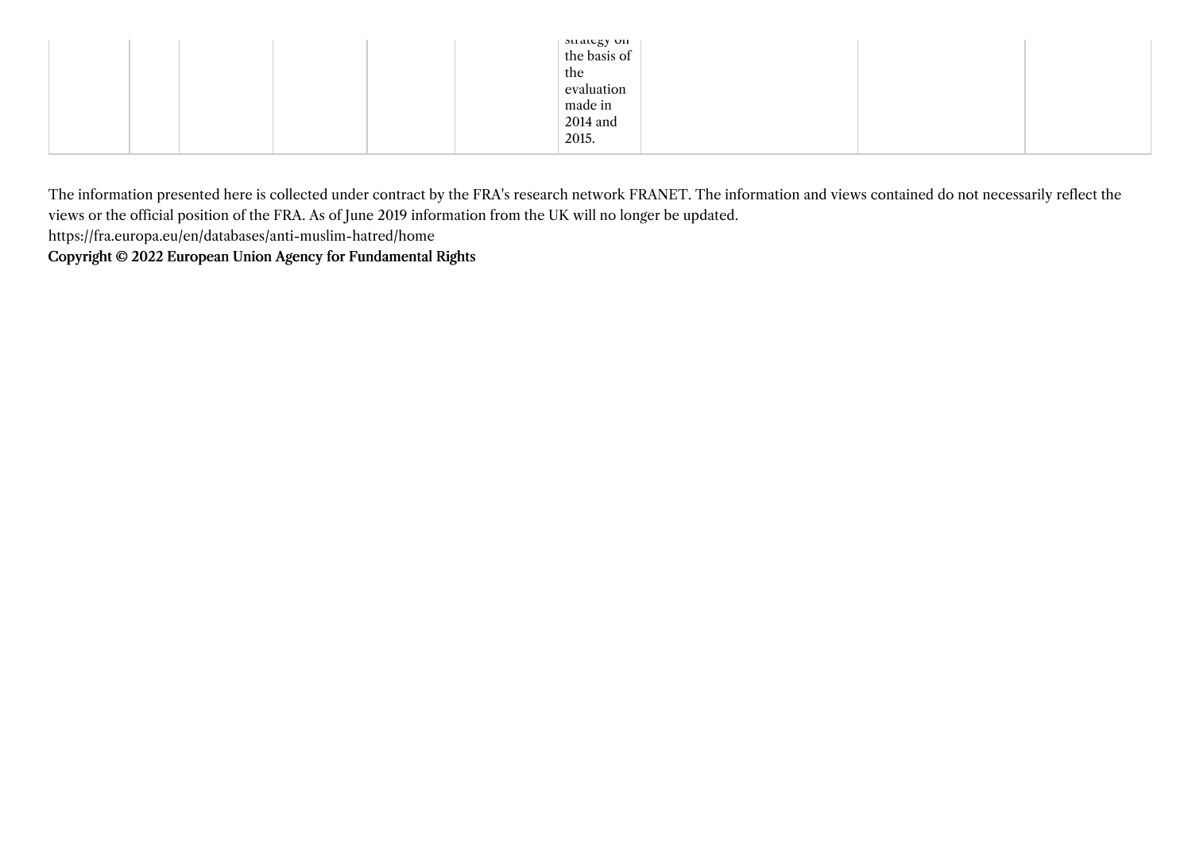| | | | | | | | | | |
|---|---|---|---|---|---|---|---|---|---|
| | | | | | | strategy on the basis of the evaluation made in 2014 and 2015. | | | |

The information presented here is collected under contract by the FRA's research network FRANET. The information and views contained do not necessarily reflect the views or the official position of the FRA. As of June 2019 information from the UK will no longer be updated.
https://fra.europa.eu/en/databases/anti-muslim-hatred/home
**Copyright © 2022 European Union Agency for Fundamental Rights**